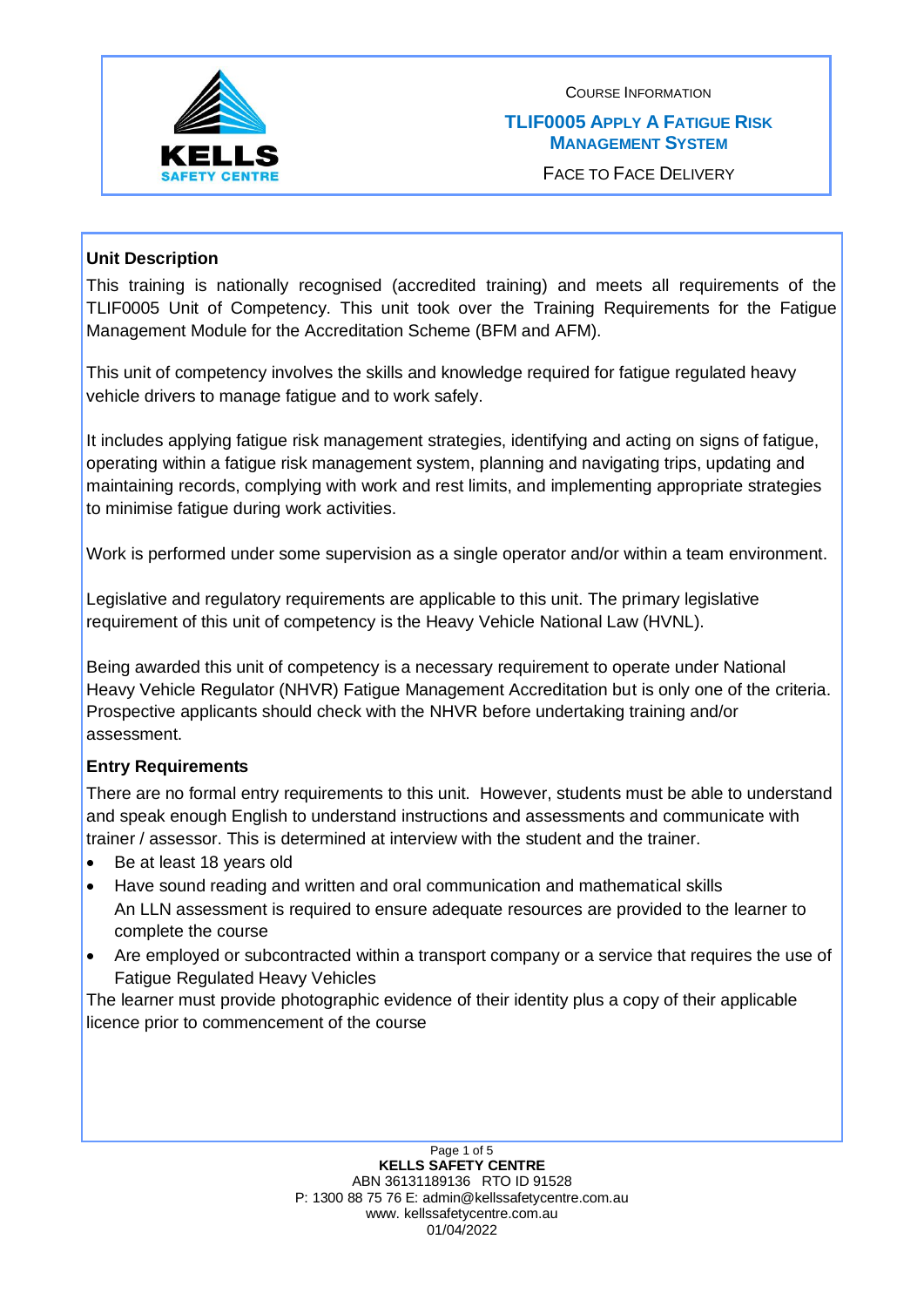Course Information

# TLIF0005 Apply a Fatigue Risk Management System

Face to Face Delivery

**Unit Description**

This training is nationally recognised (accredited training) and meets all requirements of the TLIF0005 Unit of Competency. This unit took over the Training Requirements for the Fatigue Management Module for the Accreditation Scheme (BFM and AFM).

This unit of competency involves the skills and knowledge required for fatigue regulated heavy vehicle drivers to manage fatigue and to work safely.

It includes applying fatigue risk management strategies, identifying and acting on signs of fatigue, operating within a fatigue risk management system, planning and navigating trips, updating and maintaining records, complying with work and rest limits, and implementing appropriate strategies to minimise fatigue during work activities.

Work is performed under some supervision as a single operator and/or within a team environment.

Legislative and regulatory requirements are applicable to this unit. The primary legislative requirement of this unit of competency is the Heavy Vehicle National Law (HVNL).

Being awarded this unit of competency is a necessary requirement to operate under National Heavy Vehicle Regulator (NHVR) Fatigue Management Accreditation but is only one of the criteria. Prospective applicants should check with the NHVR before undertaking training and/or assessment.

**Entry Requirements**

There are no formal entry requirements to this unit. However, students must be able to understand and speak enough English to understand instructions and assessments and communicate with trainer / assessor. This is determined at interview with the student and the trainer.

- Be at least 18 years old
- Have sound reading and written and oral communication and mathematical skills
  An LLN assessment is required to ensure adequate resources are provided to the learner to complete the course
- Are employed or subcontracted within a transport company or a service that requires the use of Fatigue Regulated Heavy Vehicles

The learner must provide photographic evidence of their identity plus a copy of their applicable licence prior to commencement of the course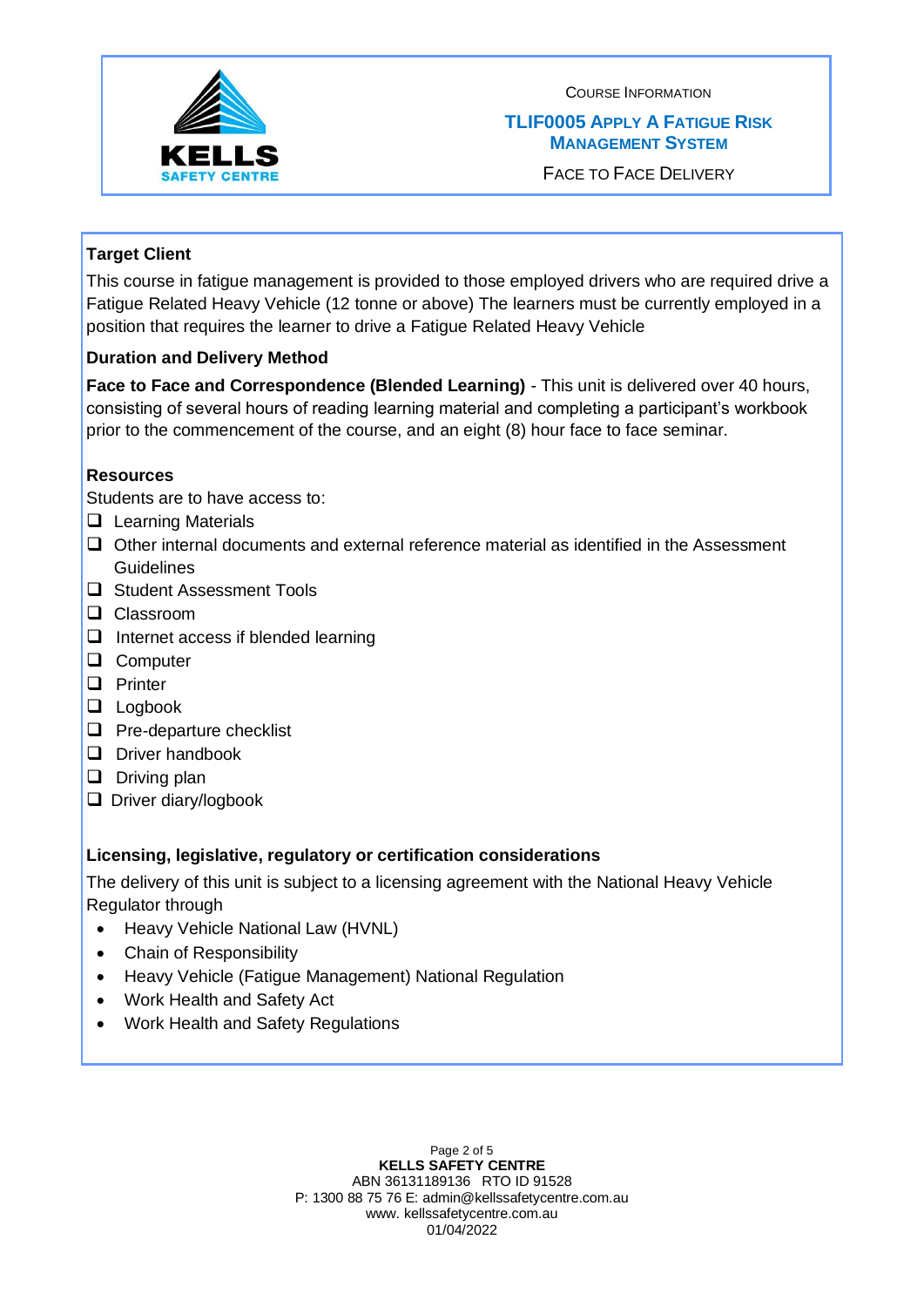COURSE INFORMATION

**TLIF0005 APPLY A FATIGUE RISK MANAGEMENT SYSTEM**

FACE TO FACE DELIVERY

### Target Client

This course in fatigue management is provided to those employed drivers who are required drive a Fatigue Related Heavy Vehicle (12 tonne or above) The learners must be currently employed in a position that requires the learner to drive a Fatigue Related Heavy Vehicle

### Duration and Delivery Method

**Face to Face and Correspondence (Blended Learning)** - This unit is delivered over 40 hours, consisting of several hours of reading learning material and completing a participant's workbook prior to the commencement of the course, and an eight (8) hour face to face seminar.

### Resources

Students are to have access to:

- ❑ Learning Materials
- ❑ Other internal documents and external reference material as identified in the Assessment Guidelines
- ❑ Student Assessment Tools
- ❑ Classroom
- ❑ Internet access if blended learning
- ❑ Computer
- ❑ Printer
- ❑ Logbook
- ❑ Pre-departure checklist
- ❑ Driver handbook
- ❑ Driving plan
- ❑ Driver diary/logbook

### Licensing, legislative, regulatory or certification considerations

The delivery of this unit is subject to a licensing agreement with the National Heavy Vehicle Regulator through

- Heavy Vehicle National Law (HVNL)
- Chain of Responsibility
- Heavy Vehicle (Fatigue Management) National Regulation
- Work Health and Safety Act
- Work Health and Safety Regulations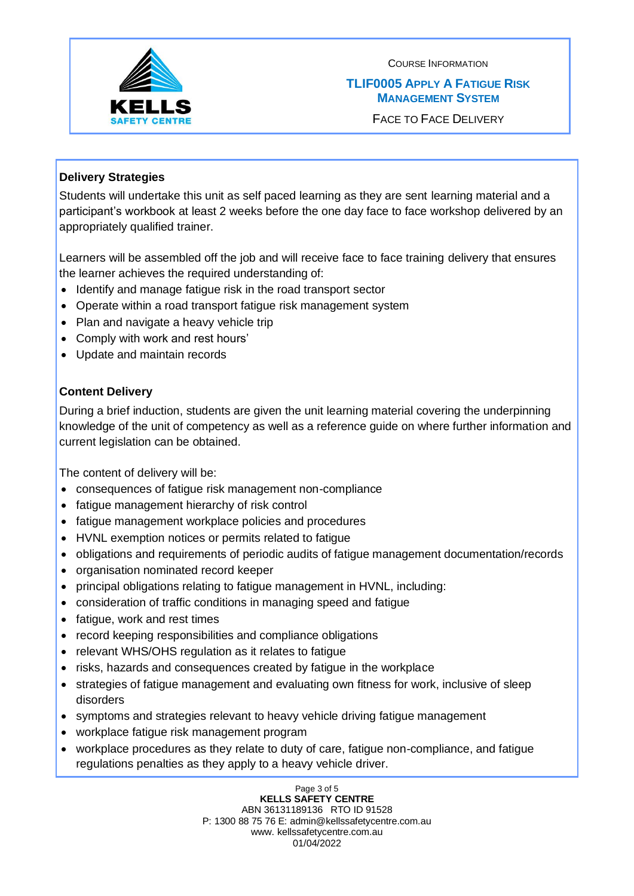COURSE INFORMATION

**TLIF0005 APPLY A FATIGUE RISK MANAGEMENT SYSTEM**

FACE TO FACE DELIVERY

**Delivery Strategies**

Students will undertake this unit as self paced learning as they are sent learning material and a participant's workbook at least 2 weeks before the one day face to face workshop delivered by an appropriately qualified trainer.

Learners will be assembled off the job and will receive face to face training delivery that ensures the learner achieves the required understanding of:

- Identify and manage fatigue risk in the road transport sector
- Operate within a road transport fatigue risk management system
- Plan and navigate a heavy vehicle trip
- Comply with work and rest hours'
- Update and maintain records

**Content Delivery**

During a brief induction, students are given the unit learning material covering the underpinning knowledge of the unit of competency as well as a reference guide on where further information and current legislation can be obtained.

The content of delivery will be:

- consequences of fatigue risk management non-compliance
- fatigue management hierarchy of risk control
- fatigue management workplace policies and procedures
- HVNL exemption notices or permits related to fatigue
- obligations and requirements of periodic audits of fatigue management documentation/records
- organisation nominated record keeper
- principal obligations relating to fatigue management in HVNL, including:
- consideration of traffic conditions in managing speed and fatigue
- fatigue, work and rest times
- record keeping responsibilities and compliance obligations
- relevant WHS/OHS regulation as it relates to fatigue
- risks, hazards and consequences created by fatigue in the workplace
- strategies of fatigue management and evaluating own fitness for work, inclusive of sleep disorders
- symptoms and strategies relevant to heavy vehicle driving fatigue management
- workplace fatigue risk management program
- workplace procedures as they relate to duty of care, fatigue non-compliance, and fatigue regulations penalties as they apply to a heavy vehicle driver.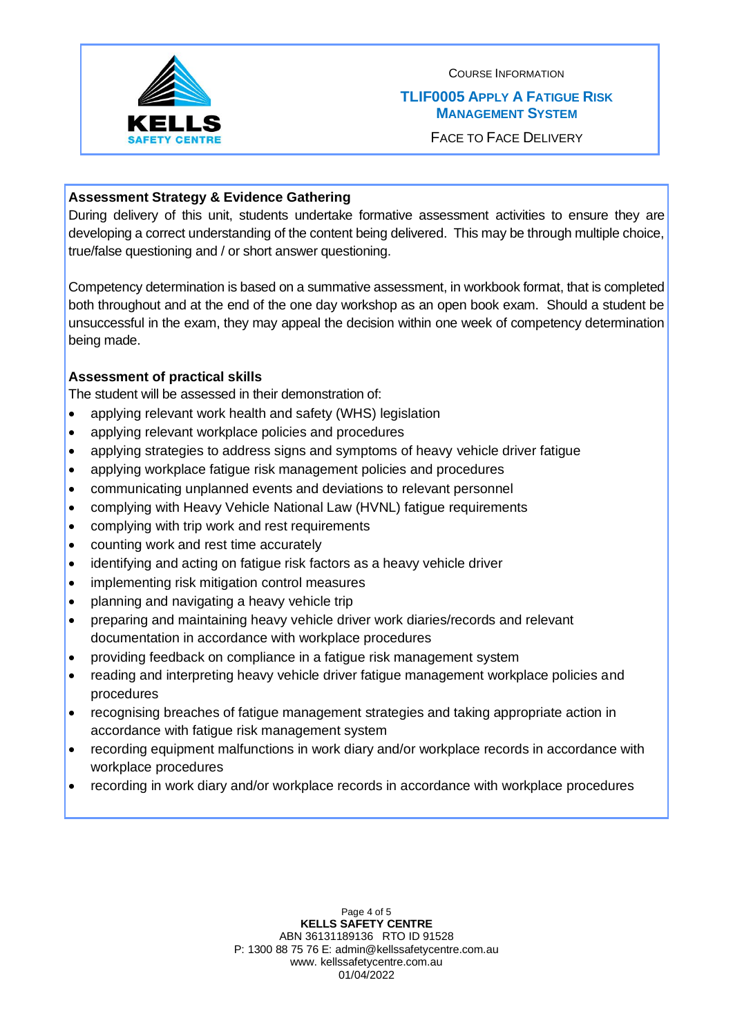Course Information

**TLIF0005 Apply a Fatigue Risk Management System**

Face to Face Delivery

## Assessment Strategy & Evidence Gathering

During delivery of this unit, students undertake formative assessment activities to ensure they are developing a correct understanding of the content being delivered. This may be through multiple choice, true/false questioning and / or short answer questioning.

Competency determination is based on a summative assessment, in workbook format, that is completed both throughout and at the end of the one day workshop as an open book exam. Should a student be unsuccessful in the exam, they may appeal the decision within one week of competency determination being made.

## Assessment of practical skills

The student will be assessed in their demonstration of:

- applying relevant work health and safety (WHS) legislation
- applying relevant workplace policies and procedures
- applying strategies to address signs and symptoms of heavy vehicle driver fatigue
- applying workplace fatigue risk management policies and procedures
- communicating unplanned events and deviations to relevant personnel
- complying with Heavy Vehicle National Law (HVNL) fatigue requirements
- complying with trip work and rest requirements
- counting work and rest time accurately
- identifying and acting on fatigue risk factors as a heavy vehicle driver
- implementing risk mitigation control measures
- planning and navigating a heavy vehicle trip
- preparing and maintaining heavy vehicle driver work diaries/records and relevant documentation in accordance with workplace procedures
- providing feedback on compliance in a fatigue risk management system
- reading and interpreting heavy vehicle driver fatigue management workplace policies and procedures
- recognising breaches of fatigue management strategies and taking appropriate action in accordance with fatigue risk management system
- recording equipment malfunctions in work diary and/or workplace records in accordance with workplace procedures
- recording in work diary and/or workplace records in accordance with workplace procedures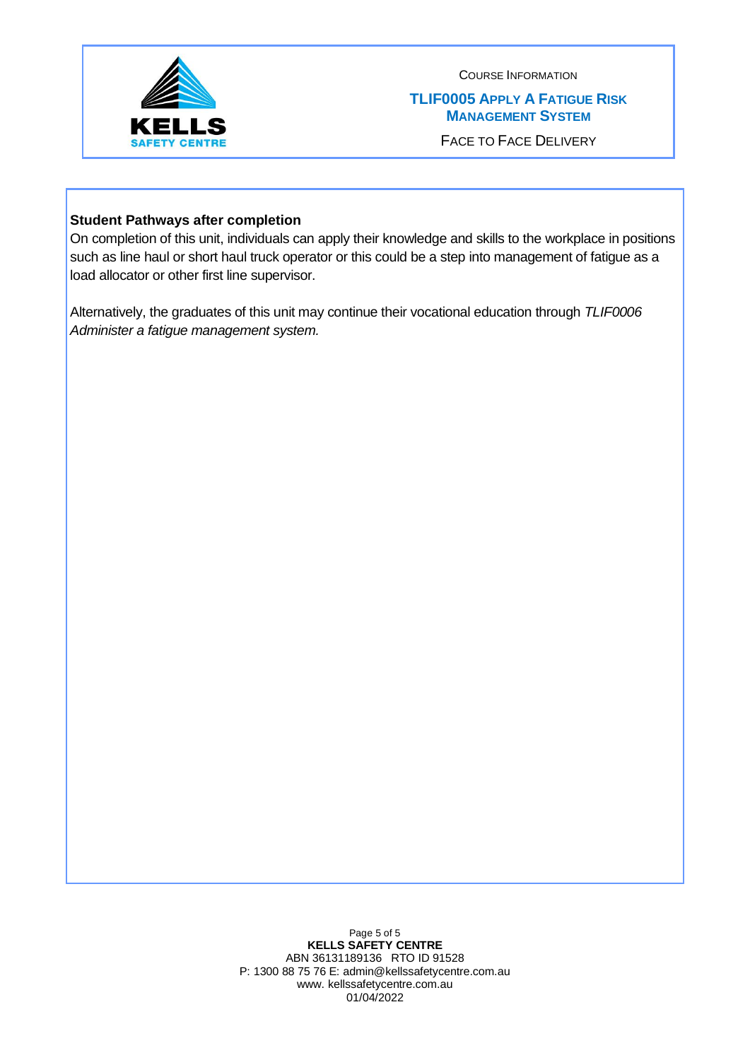## Student Pathways after completion

On completion of this unit, individuals can apply their knowledge and skills to the workplace in positions such as line haul or short haul truck operator or this could be a step into management of fatigue as a load allocator or other first line supervisor.

Alternatively, the graduates of this unit may continue their vocational education through *TLIF0006 Administer a fatigue management system.*